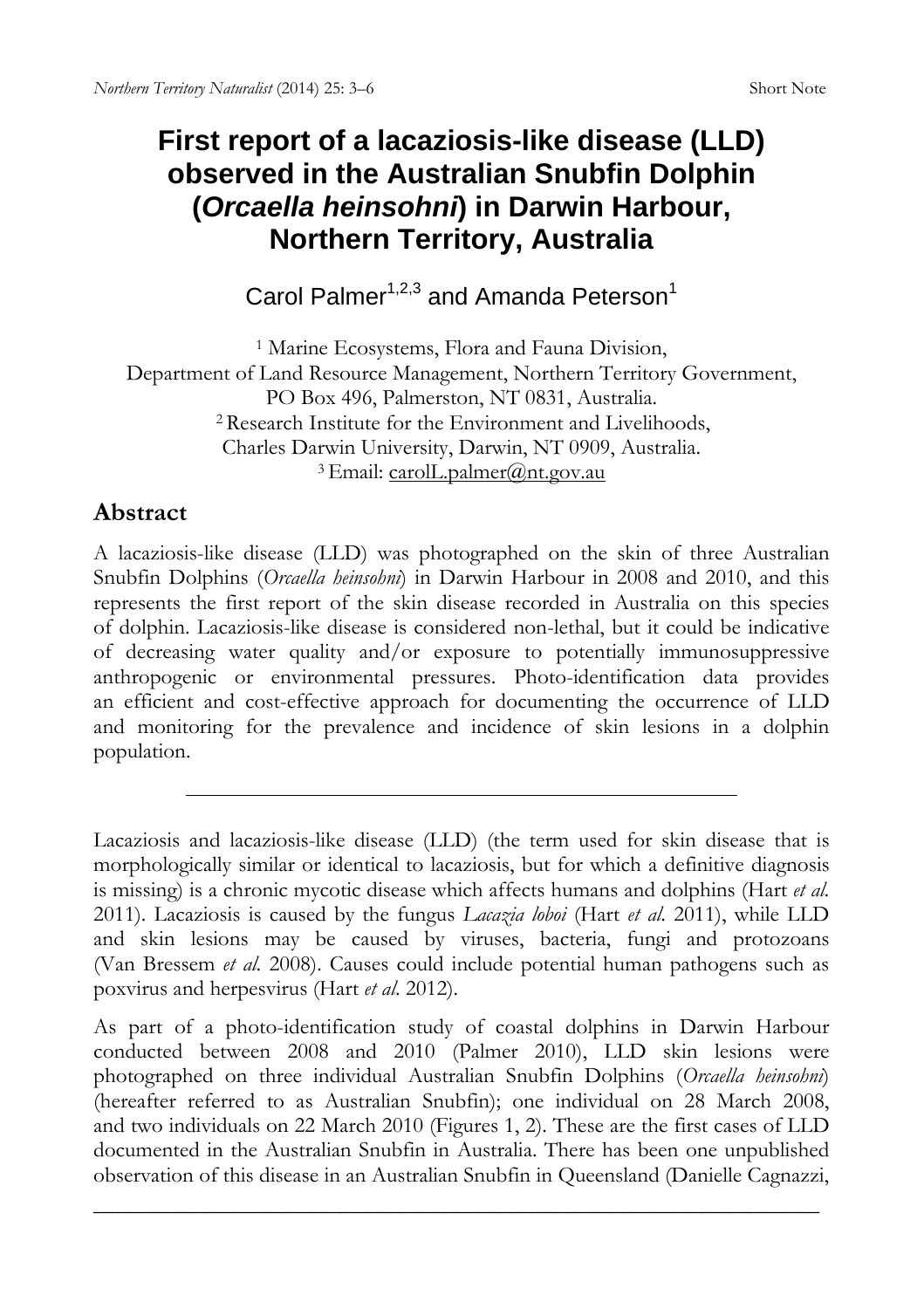# First report of a lacaziosis-like disease (LLD) observed in the Australian Snubfin Dolphin (*Orcaella heinsohni*) in Darwin Harbour, Northern Territory, Australia

Carol Palmer[1,2,3] and Amanda Peterson[1]

[1] Marine Ecosystems, Flora and Fauna Division,
Department of Land Resource Management, Northern Territory Government,
PO Box 496, Palmerston, NT 0831, Australia.
[2] Research Institute for the Environment and Livelihoods,
Charles Darwin University, Darwin, NT 0909, Australia.
[3] Email: carolL.palmer@nt.gov.au

## Abstract

A lacaziosis-like disease (LLD) was photographed on the skin of three Australian Snubfin Dolphins (*Orcaella heinsohni*) in Darwin Harbour in 2008 and 2010, and this represents the first report of the skin disease recorded in Australia on this species of dolphin. Lacaziosis-like disease is considered non-lethal, but it could be indicative of decreasing water quality and/or exposure to potentially immunosuppressive anthropogenic or environmental pressures. Photo-identification data provides an efficient and cost-effective approach for documenting the occurrence of LLD and monitoring for the prevalence and incidence of skin lesions in a dolphin population.

---

Lacaziosis and lacaziosis-like disease (LLD) (the term used for skin disease that is morphologically similar or identical to lacaziosis, but for which a definitive diagnosis is missing) is a chronic mycotic disease which affects humans and dolphins (Hart *et al.* 2011). Lacaziosis is caused by the fungus *Lacazia loboi* (Hart *et al.* 2011), while LLD and skin lesions may be caused by viruses, bacteria, fungi and protozoans (Van Bressem *et al.* 2008). Causes could include potential human pathogens such as poxvirus and herpesvirus (Hart *et al.* 2012).

As part of a photo-identification study of coastal dolphins in Darwin Harbour conducted between 2008 and 2010 (Palmer 2010), LLD skin lesions were photographed on three individual Australian Snubfin Dolphins (*Orcaella heinsohni*) (hereafter referred to as Australian Snubfin); one individual on 28 March 2008, and two individuals on 22 March 2010 (Figures 1, 2). These are the first cases of LLD documented in the Australian Snubfin in Australia. There has been one unpublished observation of this disease in an Australian Snubfin in Queensland (Danielle Cagnazzi,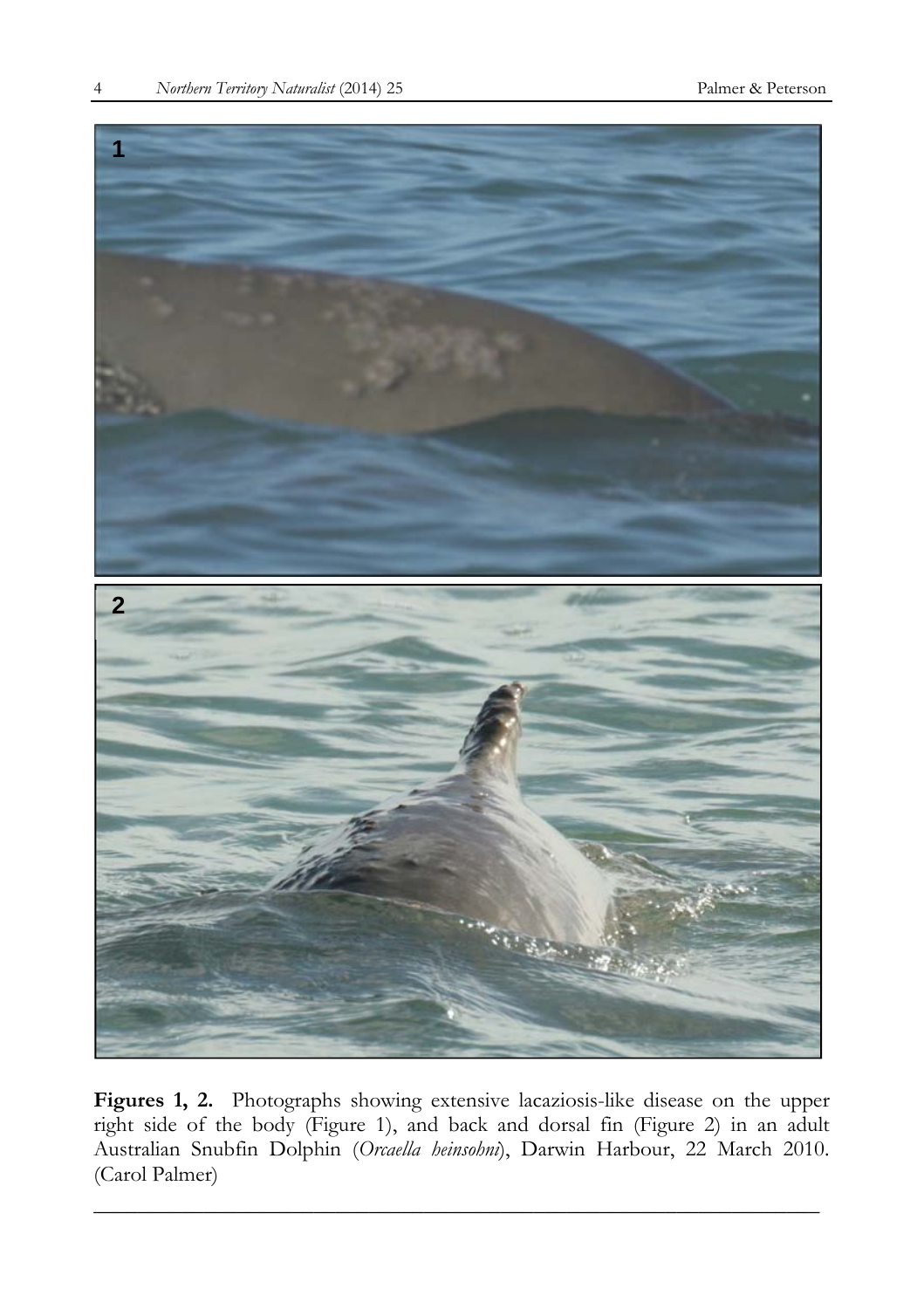**Figures 1, 2.** Photographs showing extensive lacaziosis-like disease on the upper right side of the body (Figure 1), and back and dorsal fin (Figure 2) in an adult Australian Snubfin Dolphin (*Orcaella heinsohni*), Darwin Harbour, 22 March 2010. (Carol Palmer)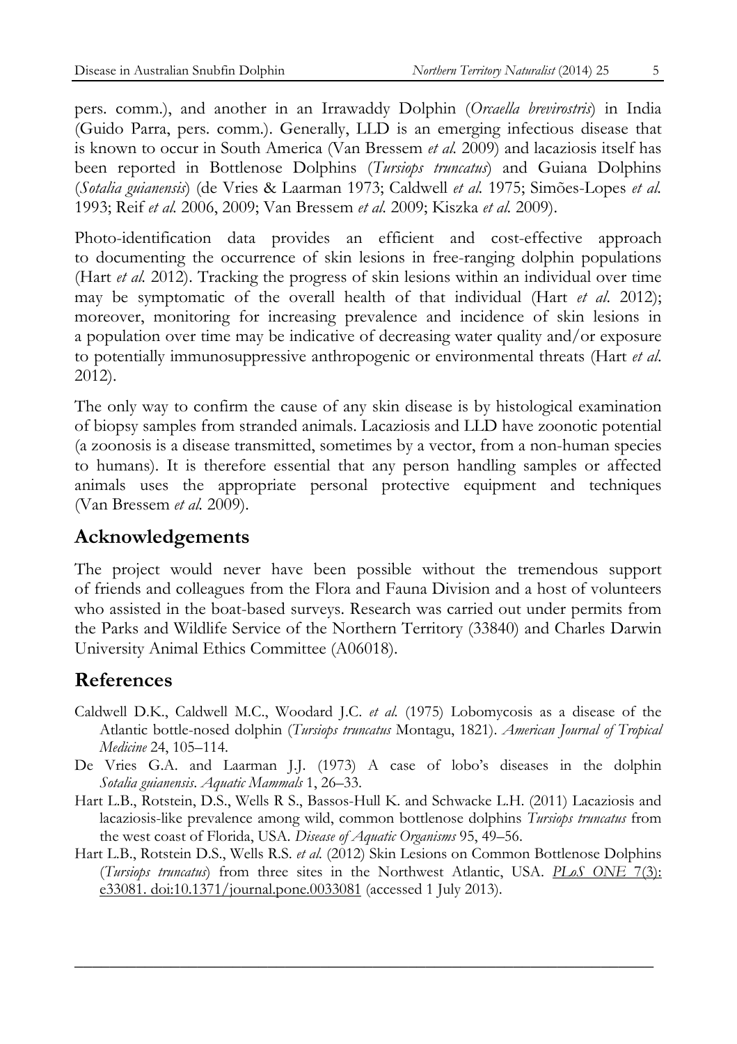pers. comm.), and another in an Irrawaddy Dolphin (*Orcaella brevirostris*) in India (Guido Parra, pers. comm.). Generally, LLD is an emerging infectious disease that is known to occur in South America (Van Bressem *et al.* 2009) and lacaziosis itself has been reported in Bottlenose Dolphins (*Tursiops truncatus*) and Guiana Dolphins (*Sotalia guianensis*) (de Vries & Laarman 1973; Caldwell *et al.* 1975; Simões-Lopes *et al.* 1993; Reif *et al.* 2006, 2009; Van Bressem *et al.* 2009; Kiszka *et al.* 2009).

Photo-identification data provides an efficient and cost-effective approach to documenting the occurrence of skin lesions in free-ranging dolphin populations (Hart *et al.* 2012). Tracking the progress of skin lesions within an individual over time may be symptomatic of the overall health of that individual (Hart *et al.* 2012); moreover, monitoring for increasing prevalence and incidence of skin lesions in a population over time may be indicative of decreasing water quality and/or exposure to potentially immunosuppressive anthropogenic or environmental threats (Hart *et al.* 2012).

The only way to confirm the cause of any skin disease is by histological examination of biopsy samples from stranded animals. Lacaziosis and LLD have zoonotic potential (a zoonosis is a disease transmitted, sometimes by a vector, from a non-human species to humans). It is therefore essential that any person handling samples or affected animals uses the appropriate personal protective equipment and techniques (Van Bressem *et al.* 2009).

## Acknowledgements

The project would never have been possible without the tremendous support of friends and colleagues from the Flora and Fauna Division and a host of volunteers who assisted in the boat-based surveys. Research was carried out under permits from the Parks and Wildlife Service of the Northern Territory (33840) and Charles Darwin University Animal Ethics Committee (A06018).

## References

Caldwell D.K., Caldwell M.C., Woodard J.C. *et al.* (1975) Lobomycosis as a disease of the Atlantic bottle-nosed dolphin (*Tursiops truncatus* Montagu, 1821). *American Journal of Tropical Medicine* 24, 105–114.

De Vries G.A. and Laarman J.J. (1973) A case of lobo's diseases in the dolphin *Sotalia guianensis*. *Aquatic Mammals* 1, 26–33.

Hart L.B., Rotstein, D.S., Wells R S., Bassos-Hull K. and Schwacke L.H. (2011) Lacaziosis and lacaziosis-like prevalence among wild, common bottlenose dolphins *Tursiops truncatus* from the west coast of Florida, USA. *Disease of Aquatic Organisms* 95, 49–56.

Hart L.B., Rotstein D.S., Wells R.S. *et al.* (2012) Skin Lesions on Common Bottlenose Dolphins (*Tursiops truncatus*) from three sites in the Northwest Atlantic, USA. *PLoS ONE* 7(3): e33081. doi:10.1371/journal.pone.0033081 (accessed 1 July 2013).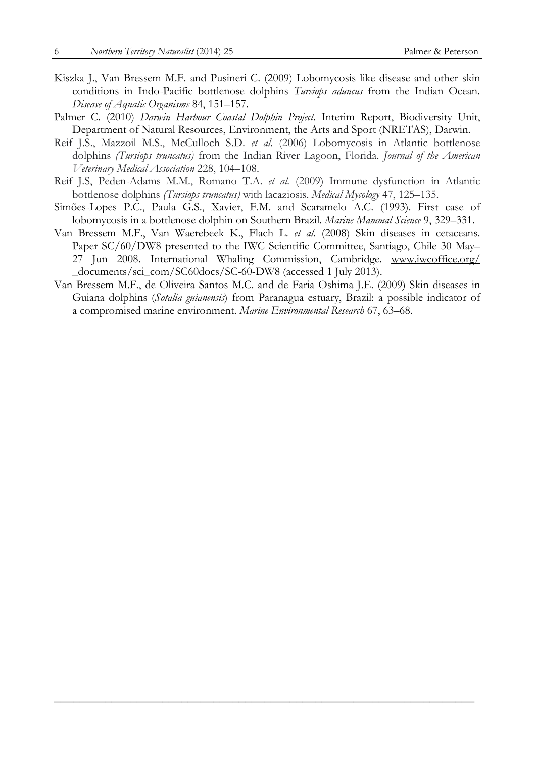Kiszka J., Van Bressem M.F. and Pusineri C. (2009) Lobomycosis like disease and other skin conditions in Indo-Pacific bottlenose dolphins *Tursiops aduncus* from the Indian Ocean. *Disease of Aquatic Organisms* 84, 151–157.

Palmer C. (2010) *Darwin Harbour Coastal Dolphin Project.* Interim Report, Biodiversity Unit, Department of Natural Resources, Environment, the Arts and Sport (NRETAS), Darwin.

Reif J.S., Mazzoil M.S., McCulloch S.D. *et al.* (2006) Lobomycosis in Atlantic bottlenose dolphins *(Tursiops truncatus)* from the Indian River Lagoon, Florida. *Journal of the American Veterinary Medical Association* 228, 104–108.

Reif J.S, Peden-Adams M.M., Romano T.A. *et al.* (2009) Immune dysfunction in Atlantic bottlenose dolphins *(Tursiops truncatus)* with lacaziosis. *Medical Mycology* 47, 125–135.

Simões-Lopes P.C., Paula G.S., Xavier, F.M. and Scaramelo A.C. (1993). First case of lobomycosis in a bottlenose dolphin on Southern Brazil. *Marine Mammal Science* 9, 329–331.

Van Bressem M.F., Van Waerebeek K., Flach L. *et al.* (2008) Skin diseases in cetaceans. Paper SC/60/DW8 presented to the IWC Scientific Committee, Santiago, Chile 30 May–27 Jun 2008. International Whaling Commission, Cambridge. www.iwcoffice.org/_documents/sci_com/SC60docs/SC-60-DW8 (accessed 1 July 2013).

Van Bressem M.F., de Oliveira Santos M.C. and de Faria Oshima J.E. (2009) Skin diseases in Guiana dolphins (*Sotalia guianensis*) from Paranagua estuary, Brazil: a possible indicator of a compromised marine environment. *Marine Environmental Research* 67, 63–68.